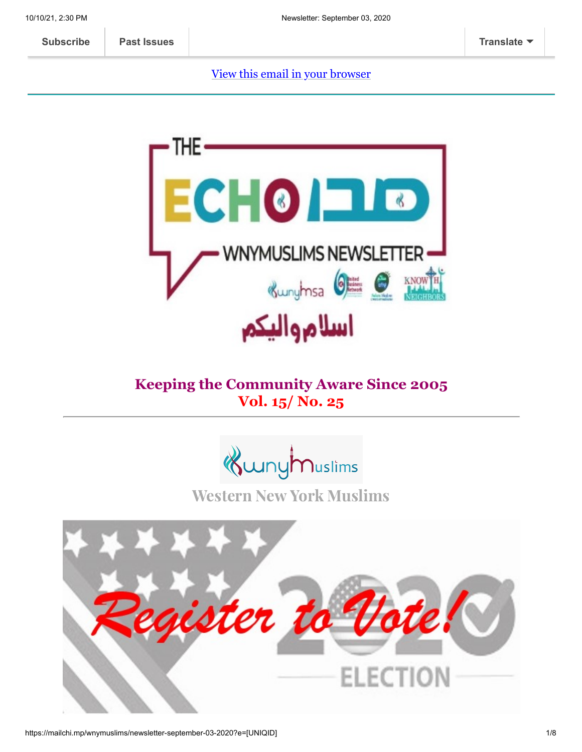Subscribe | Past Issues | Translate

[View this email in your browser](https://mailchi.mp/wnymuslims/newsletter-september-03-2020)

THE ECHO صدى

WNYMUSLIMS NEWSLETTER

اسلام واليكم

## Keeping the Community Aware Since 2005
## Vol. 15/ No. 25

Western New York Muslims

Register to Vote! 2020 ELECTION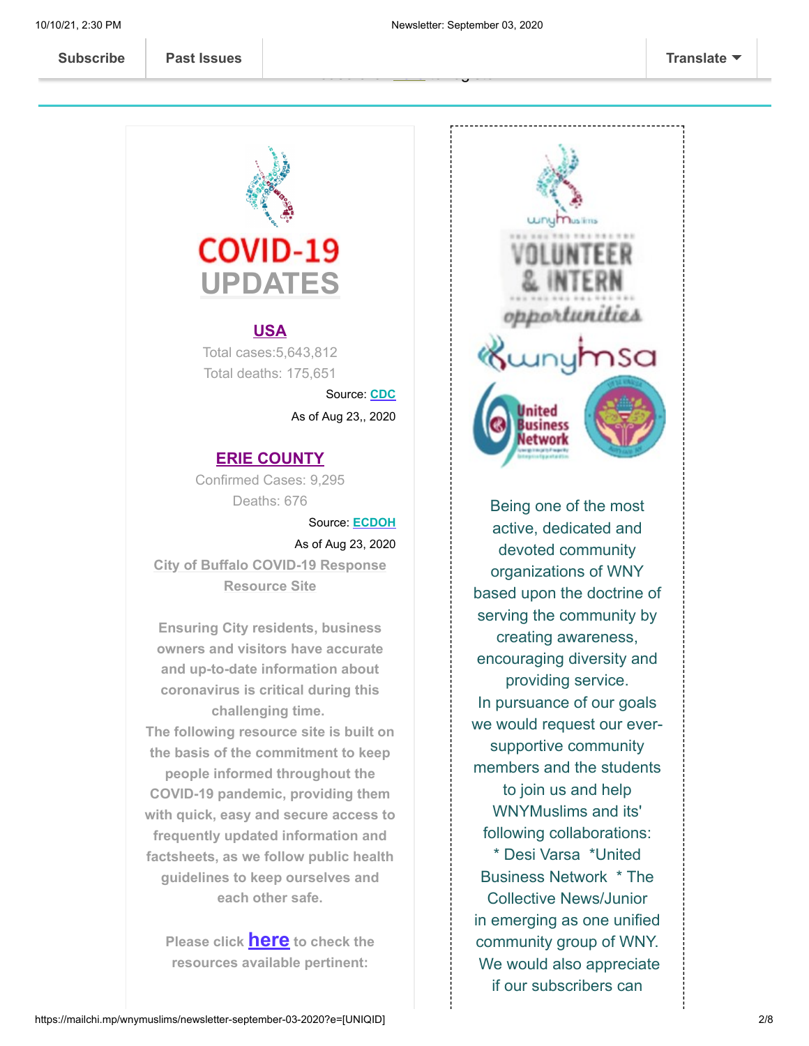Subscribe | Past Issues | Translate

# COVID-19 UPDATES

## USA

Total cases:5,643,812

Total deaths: 175,651

Source: CDC

As of Aug 23,, 2020

## ERIE COUNTY

Confirmed Cases: 9,295

Deaths: 676

Source: ECDOH

As of Aug 23, 2020

**City of Buffalo COVID-19 Response Resource Site**

**Ensuring City residents, business owners and visitors have accurate and up-to-date information about coronavirus is critical during this challenging time.**
**The following resource site is built on the basis of the commitment to keep people informed throughout the COVID-19 pandemic, providing them with quick, easy and secure access to frequently updated information and factsheets, as we follow public health guidelines to keep ourselves and each other safe.**

**Please click here to check the resources available pertinent:**

wnyMuslims

VOLUNTEER & INTERN opportunities

wnymsa

United Business Network

Being one of the most active, dedicated and devoted community organizations of WNY based upon the doctrine of serving the community by creating awareness, encouraging diversity and providing service.
In pursuance of our goals we would request our ever-supportive community members and the students to join us and help WNYMuslims and its' following collaborations:
* Desi Varsa *United Business Network * The Collective News/Junior in emerging as one unified community group of WNY.
We would also appreciate if our subscribers can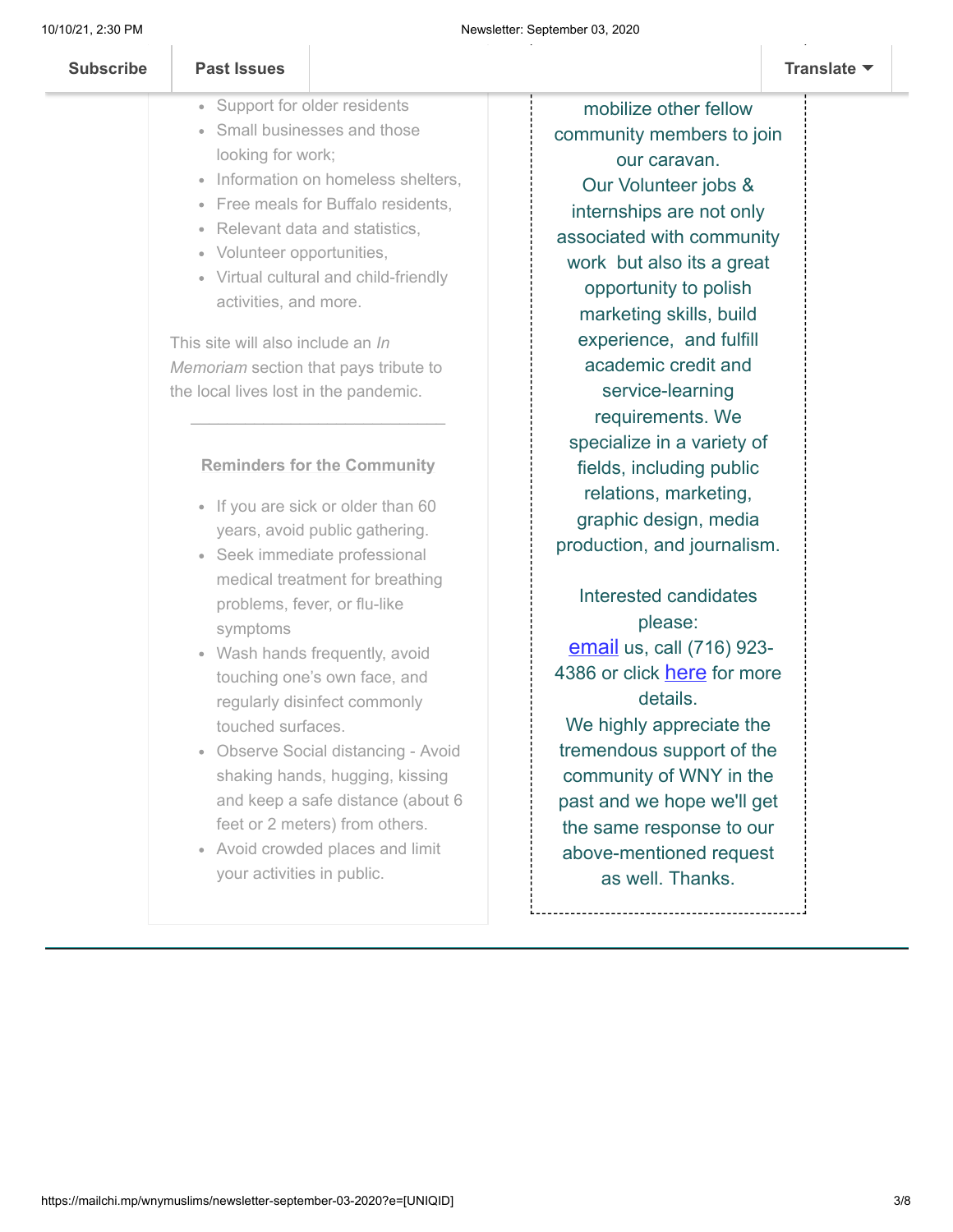- Support for older residents
- Small businesses and those looking for work;
- Information on homeless shelters,
- Free meals for Buffalo residents,
- Relevant data and statistics,
- Volunteer opportunities,
- Virtual cultural and child-friendly activities, and more.

This site will also include an *In Memoriam* section that pays tribute to the local lives lost in the pandemic.

---

**Reminders for the Community**

- If you are sick or older than 60 years, avoid public gathering.
- Seek immediate professional medical treatment for breathing problems, fever, or flu-like symptoms
- Wash hands frequently, avoid touching one's own face, and regularly disinfect commonly touched surfaces.
- Observe Social distancing - Avoid shaking hands, hugging, kissing and keep a safe distance (about 6 feet or 2 meters) from others.
- Avoid crowded places and limit your activities in public.

mobilize other fellow community members to join our caravan.
Our Volunteer jobs & internships are not only associated with community work but also its a great opportunity to polish marketing skills, build experience, and fulfill academic credit and service-learning requirements. We specialize in a variety of fields, including public relations, marketing, graphic design, media production, and journalism.

Interested candidates please:
email us, call (716) 923-4386 or click here for more details.
We highly appreciate the tremendous support of the community of WNY in the past and we hope we'll get the same response to our above-mentioned request as well. Thanks.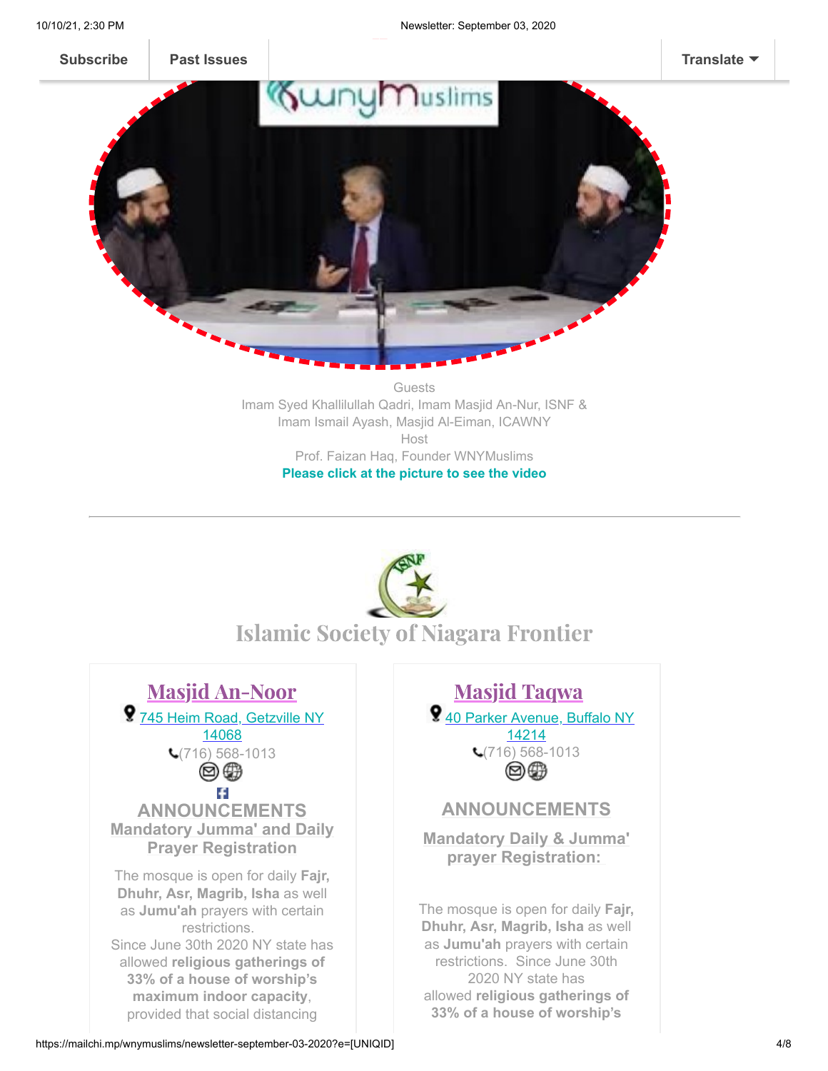Subscribe | Past Issues | Translate

Guests
Imam Syed Khallilullah Qadri, Imam Masjid An-Nur, ISNF &
Imam Ismail Ayash, Masjid Al-Eiman, ICAWNY
Host
Prof. Faizan Haq, Founder WNYMuslims
**Please click at the picture to see the video**

---

# Islamic Society of Niagara Frontier

## Masjid An-Noor

745 Heim Road, Getzville NY 14068
(716) 568-1013

### ANNOUNCEMENTS

**Mandatory Jumma' and Daily Prayer Registration**

The mosque is open for daily **Fajr, Dhuhr, Asr, Magrib, Isha** as well as **Jumu'ah** prayers with certain restrictions.
Since June 30th 2020 NY state has allowed **religious gatherings of 33% of a house of worship's maximum indoor capacity**, provided that social distancing

## Masjid Taqwa

40 Parker Avenue, Buffalo NY 14214
(716) 568-1013

### ANNOUNCEMENTS

**Mandatory Daily & Jumma' prayer Registration:**

The mosque is open for daily **Fajr, Dhuhr, Asr, Magrib, Isha** as well as **Jumu'ah** prayers with certain restrictions. Since June 30th 2020 NY state has allowed **religious gatherings of 33% of a house of worship's**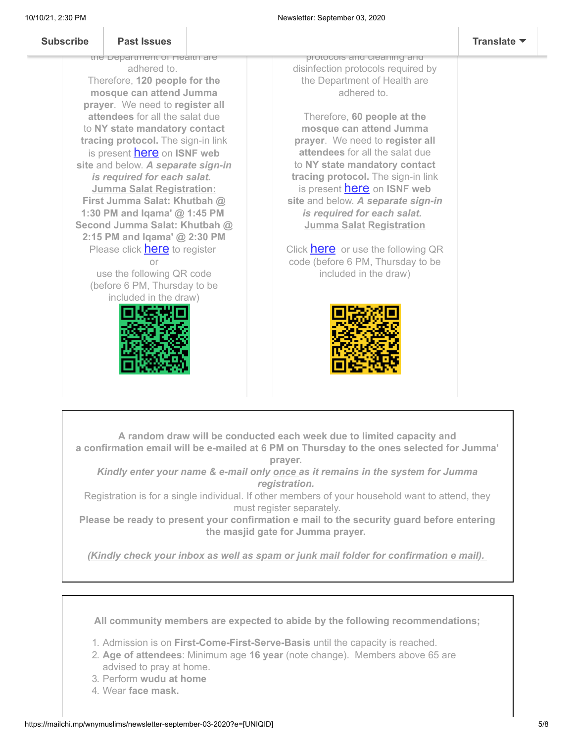the Department of Health are adhered to.

Therefore, **120 people for the mosque can attend Jumma prayer**. We need to **register all attendees** for all the salat due to **NY state mandatory contact tracing protocol.** The sign-in link is present here on **ISNF web site** and below. ***A separate sign-in is required for each salat.***

**Jumma Salat Registration:**

**First Jumma Salat: Khutbah @ 1:30 PM and Iqama' @ 1:45 PM**

**Second Jumma Salat: Khutbah @ 2:15 PM and Iqama' @ 2:30 PM**

Please click here to register

or

use the following QR code (before 6 PM, Thursday to be included in the draw)

protocols and cleaning and disinfection protocols required by the Department of Health are adhered to.

Therefore, **60 people at the mosque can attend Jumma prayer**. We need to **register all attendees** for all the salat due to **NY state mandatory contact tracing protocol.** The sign-in link is present here on **ISNF web site** and below. ***A separate sign-in is required for each salat.***

**Jumma Salat Registration**

Click here or use the following QR code (before 6 PM, Thursday to be included in the draw)

**A random draw will be conducted each week due to limited capacity and a confirmation email will be e-mailed at 6 PM on Thursday to the ones selected for Jumma' prayer.**

***Kindly enter your name & e-mail only once as it remains in the system for Jumma registration.***

Registration is for a single individual. If other members of your household want to attend, they must register separately.

**Please be ready to present your confirmation e mail to the security guard before entering the masjid gate for Jumma prayer.**

***(Kindly check your inbox as well as spam or junk mail folder for confirmation e mail).***

**All community members are expected to abide by the following recommendations;**

1. Admission is on **First-Come-First-Serve-Basis** until the capacity is reached.
2. **Age of attendees**: Minimum age **16 year** (note change). Members above 65 are advised to pray at home.
3. Perform **wudu at home**
4. Wear **face mask.**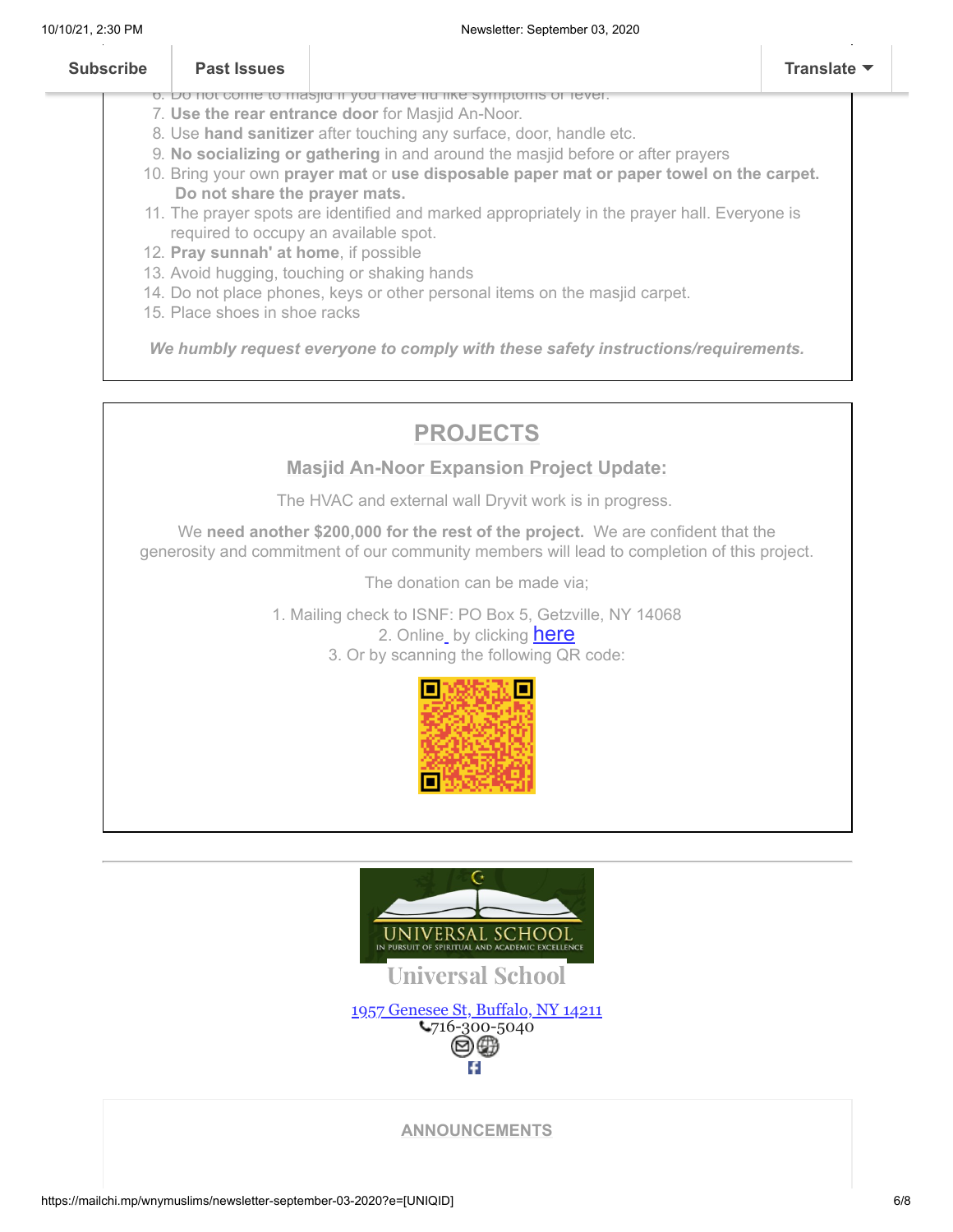6. Do not come to masjid if you have flu like symptoms or fever.
7. **Use the rear entrance door** for Masjid An-Noor.
8. Use **hand sanitizer** after touching any surface, door, handle etc.
9. **No socializing or gathering** in and around the masjid before or after prayers
10. Bring your own **prayer mat** or **use disposable paper mat or paper towel on the carpet. Do not share the prayer mats.**
11. The prayer spots are identified and marked appropriately in the prayer hall. Everyone is required to occupy an available spot.
12. **Pray sunnah' at home**, if possible
13. Avoid hugging, touching or shaking hands
14. Do not place phones, keys or other personal items on the masjid carpet.
15. Place shoes in shoe racks

***We humbly request everyone to comply with these safety instructions/requirements.***

## PROJECTS

### Masjid An-Noor Expansion Project Update:

The HVAC and external wall Dryvit work is in progress.

We **need another $200,000 for the rest of the project.** We are confident that the generosity and commitment of our community members will lead to completion of this project.

The donation can be made via;

1. Mailing check to ISNF: PO Box 5, Getzville, NY 14068
2. Online by clicking here
3. Or by scanning the following QR code:

UNIVERSAL SCHOOL
IN PURSUIT OF SPIRITUAL AND ACADEMIC EXCELLENCE

**Universal School**

1957 Genesee St, Buffalo, NY 14211
716-300-5040

## ANNOUNCEMENTS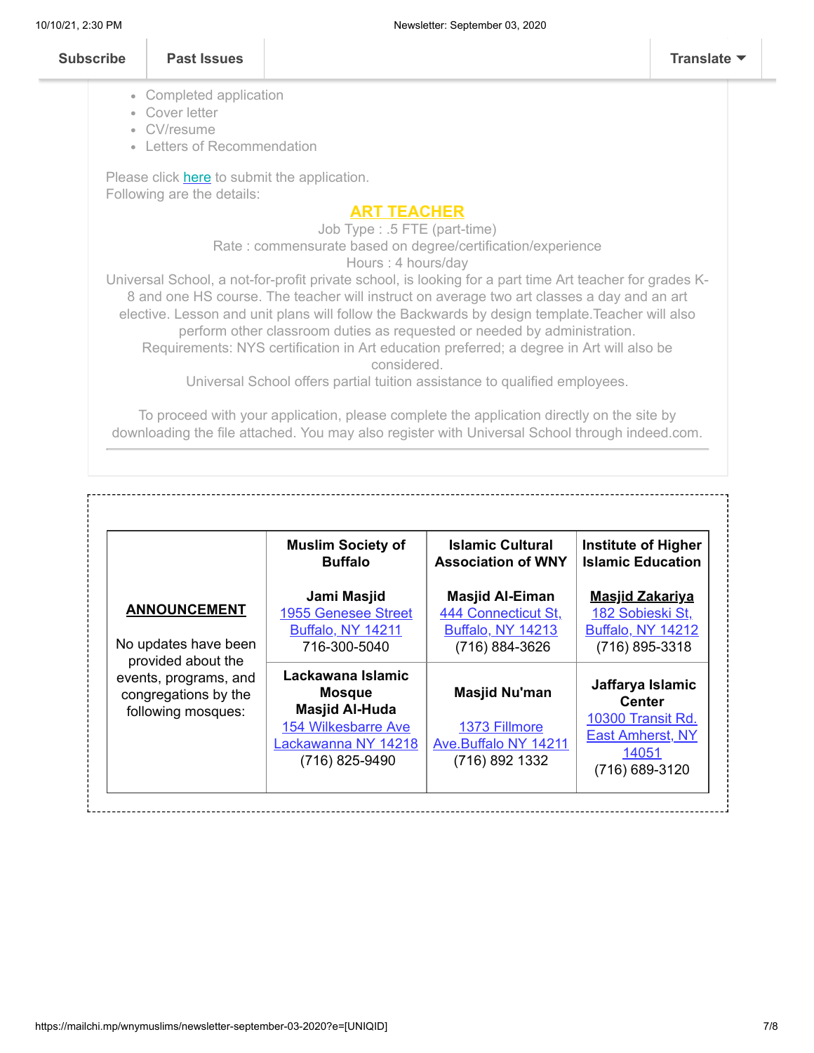- Completed application
- Cover letter
- CV/resume
- Letters of Recommendation

Please click here to submit the application.
Following are the details:

## ART TEACHER

Job Type : .5 FTE (part-time)
Rate : commensurate based on degree/certification/experience
Hours : 4 hours/day

Universal School, a not-for-profit private school, is looking for a part time Art teacher for grades K-8 and one HS course. The teacher will instruct on average two art classes a day and an art elective. Lesson and unit plans will follow the Backwards by design template.Teacher will also perform other classroom duties as requested or needed by administration.
Requirements: NYS certification in Art education preferred; a degree in Art will also be considered.
Universal School offers partial tuition assistance to qualified employees.

To proceed with your application, please complete the application directly on the site by downloading the file attached. You may also register with Universal School through indeed.com.

---

| | | | |
|---|---|---|---|
| **ANNOUNCEMENT**<br><br>No updates have been provided about the events, programs, and congregations by the following mosques: | **Muslim Society of Buffalo**<br><br>**Jami Masjid**<br>1955 Genesee Street Buffalo, NY 14211<br>716-300-5040 | **Islamic Cultural Association of WNY**<br><br>**Masjid Al-Eiman**<br>444 Connecticut St, Buffalo, NY 14213<br>(716) 884-3626 | **Institute of Higher Islamic Education**<br><br>**Masjid Zakariya**<br>182 Sobieski St, Buffalo, NY 14212<br>(716) 895-3318 |
| | **Lackawana Islamic Mosque**<br>**Masjid Al-Huda**<br>154 Wilkesbarre Ave Lackawana NY 14218<br>(716) 825-9490 | **Masjid Nu'man**<br><br>1373 Fillmore Ave.Buffalo NY 14211<br>(716) 892 1332 | **Jaffarya Islamic Center**<br>10300 Transit Rd. East Amherst, NY 14051<br>(716) 689-3120 |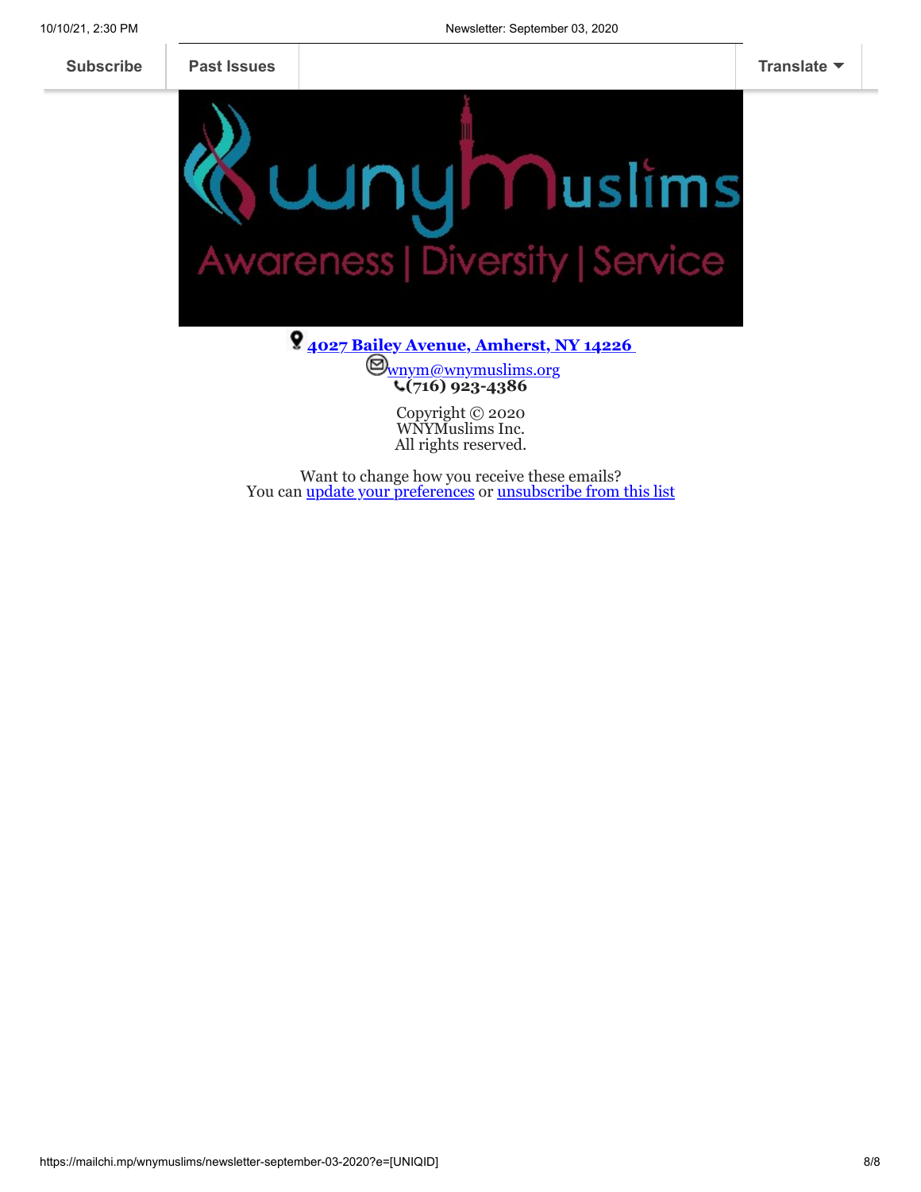Subscribe | Past Issues | Translate

**4027 Bailey Avenue, Amherst, NY 14226**

wnym@wnymuslims.org

**(716) 923-4386**

Copyright © 2020
WNYMuslims Inc.
All rights reserved.

Want to change how you receive these emails?
You can update your preferences or unsubscribe from this list